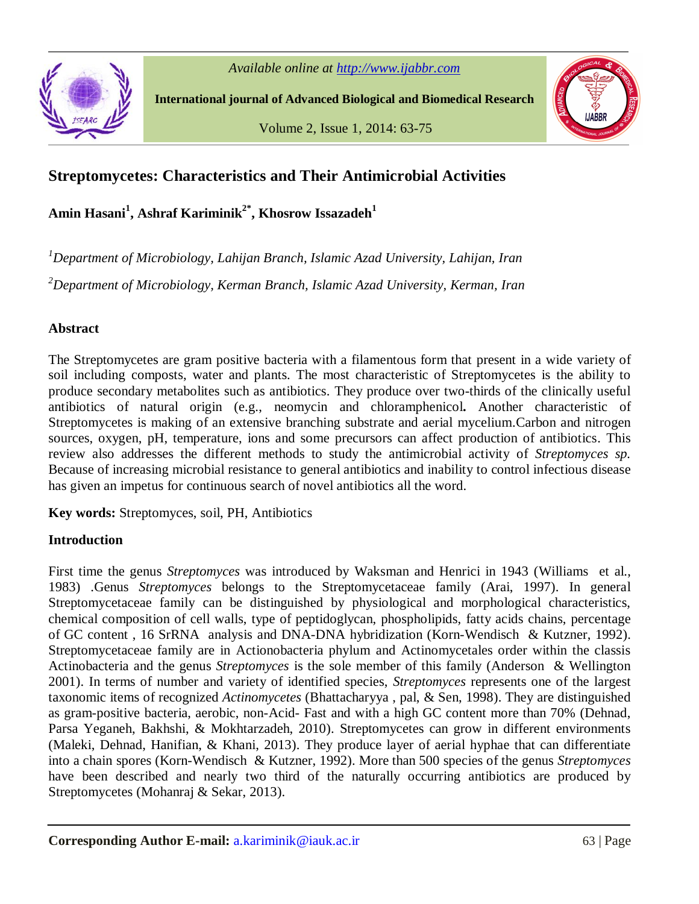# Streptomycetes: Characteristics and Their Antimicrobial Activities

**Amin Hasani[1], Ashraf Kariminik[2*], Khosrow Issazadeh[1]**

*[1]Department of Microbiology, Lahijan Branch, Islamic Azad University, Lahijan, Iran*

*[2]Department of Microbiology, Kerman Branch, Islamic Azad University, Kerman, Iran*

## Abstract

The Streptomycetes are gram positive bacteria with a filamentous form that present in a wide variety of soil including composts, water and plants. The most characteristic of Streptomycetes is the ability to produce secondary metabolites such as antibiotics. They produce over two-thirds of the clinically useful antibiotics of natural origin (e.g., neomycin and chloramphenicol**.** Another characteristic of Streptomycetes is making of an extensive branching substrate and aerial mycelium.Carbon and nitrogen sources, oxygen, pH, temperature, ions and some precursors can affect production of antibiotics. This review also addresses the different methods to study the antimicrobial activity of *Streptomyces sp.* Because of increasing microbial resistance to general antibiotics and inability to control infectious disease has given an impetus for continuous search of novel antibiotics all the word.

**Key words:** Streptomyces, soil, PH, Antibiotics

## Introduction

First time the genus *Streptomyces* was introduced by Waksman and Henrici in 1943 (Williams et al., 1983) .Genus *Streptomyces* belongs to the Streptomycetaceae family (Arai, 1997). In general Streptomycetaceae family can be distinguished by physiological and morphological characteristics, chemical composition of cell walls, type of peptidoglycan, phospholipids, fatty acids chains, percentage of GC content , 16 SrRNA analysis and DNA-DNA hybridization (Korn-Wendisch & Kutzner, 1992). Streptomycetaceae family are in Actionobacteria phylum and Actinomycetales order within the classis Actinobacteria and the genus *Streptomyces* is the sole member of this family (Anderson & Wellington 2001). In terms of number and variety of identified species, *Streptomyces* represents one of the largest taxonomic items of recognized *Actinomycetes* (Bhattacharyya , pal, & Sen, 1998). They are distinguished as gram-positive bacteria, aerobic, non-Acid- Fast and with a high GC content more than 70% (Dehnad, Parsa Yeganeh, Bakhshi, & Mokhtarzadeh, 2010). Streptomycetes can grow in different environments (Maleki, Dehnad, Hanifian, & Khani, 2013). They produce layer of aerial hyphae that can differentiate into a chain spores (Korn-Wendisch & Kutzner, 1992). More than 500 species of the genus *Streptomyces* have been described and nearly two third of the naturally occurring antibiotics are produced by Streptomycetes (Mohanraj & Sekar, 2013).

**Corresponding Author E-mail:** a.kariminik@iauk.ac.ir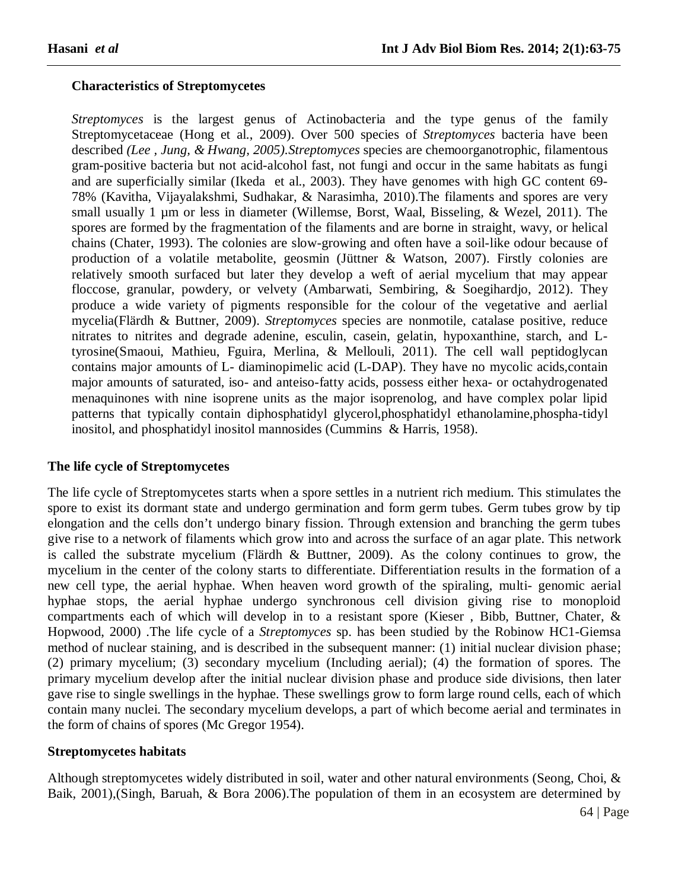### Characteristics of Streptomycetes

*Streptomyces* is the largest genus of Actinobacteria and the type genus of the family Streptomycetaceae (Hong et al., 2009). Over 500 species of *Streptomyces* bacteria have been described *(Lee , Jung, & Hwang, 2005).Streptomyces* species are chemoorganotrophic, filamentous gram-positive bacteria but not acid-alcohol fast, not fungi and occur in the same habitats as fungi and are superficially similar (Ikeda et al., 2003). They have genomes with high GC content 69-78% (Kavitha, Vijayalakshmi, Sudhakar, & Narasimha, 2010).The filaments and spores are very small usually 1 µm or less in diameter (Willemse, Borst, Waal, Bisseling, & Wezel, 2011). The spores are formed by the fragmentation of the filaments and are borne in straight, wavy, or helical chains (Chater, 1993). The colonies are slow-growing and often have a soil-like odour because of production of a volatile metabolite, geosmin (Jüttner & Watson, 2007). Firstly colonies are relatively smooth surfaced but later they develop a weft of aerial mycelium that may appear floccose, granular, powdery, or velvety (Ambarwati, Sembiring, & Soegihardjo, 2012). They produce a wide variety of pigments responsible for the colour of the vegetative and aerlial mycelia(Flärdh & Buttner, 2009). *Streptomyces* species are nonmotile, catalase positive, reduce nitrates to nitrites and degrade adenine, esculin, casein, gelatin, hypoxanthine, starch, and L-tyrosine(Smaoui, Mathieu, Fguira, Merlina, & Mellouli, 2011). The cell wall peptidoglycan contains major amounts of L- diaminopimelic acid (L-DAP). They have no mycolic acids,contain major amounts of saturated, iso- and anteiso-fatty acids, possess either hexa- or octahydrogenated menaquinones with nine isoprene units as the major isoprenolog, and have complex polar lipid patterns that typically contain diphosphatidyl glycerol,phosphatidyl ethanolamine,phospha-tidyl inositol, and phosphatidyl inositol mannosides (Cummins & Harris, 1958).

### The life cycle of Streptomycetes

The life cycle of Streptomycetes starts when a spore settles in a nutrient rich medium. This stimulates the spore to exist its dormant state and undergo germination and form germ tubes. Germ tubes grow by tip elongation and the cells don't undergo binary fission. Through extension and branching the germ tubes give rise to a network of filaments which grow into and across the surface of an agar plate. This network is called the substrate mycelium (Flärdh & Buttner, 2009). As the colony continues to grow, the mycelium in the center of the colony starts to differentiate. Differentiation results in the formation of a new cell type, the aerial hyphae. When heaven word growth of the spiraling, multi- genomic aerial hyphae stops, the aerial hyphae undergo synchronous cell division giving rise to monoploid compartments each of which will develop in to a resistant spore (Kieser , Bibb, Buttner, Chater, & Hopwood, 2000) .The life cycle of a *Streptomyces* sp. has been studied by the Robinow HC1-Giemsa method of nuclear staining, and is described in the subsequent manner: (1) initial nuclear division phase; (2) primary mycelium; (3) secondary mycelium (Including aerial); (4) the formation of spores. The primary mycelium develop after the initial nuclear division phase and produce side divisions, then later gave rise to single swellings in the hyphae. These swellings grow to form large round cells, each of which contain many nuclei. The secondary mycelium develops, a part of which become aerial and terminates in the form of chains of spores (Mc Gregor 1954).

### Streptomycetes habitats

Although streptomycetes widely distributed in soil, water and other natural environments (Seong, Choi, & Baik, 2001),(Singh, Baruah, & Bora 2006).The population of them in an ecosystem are determined by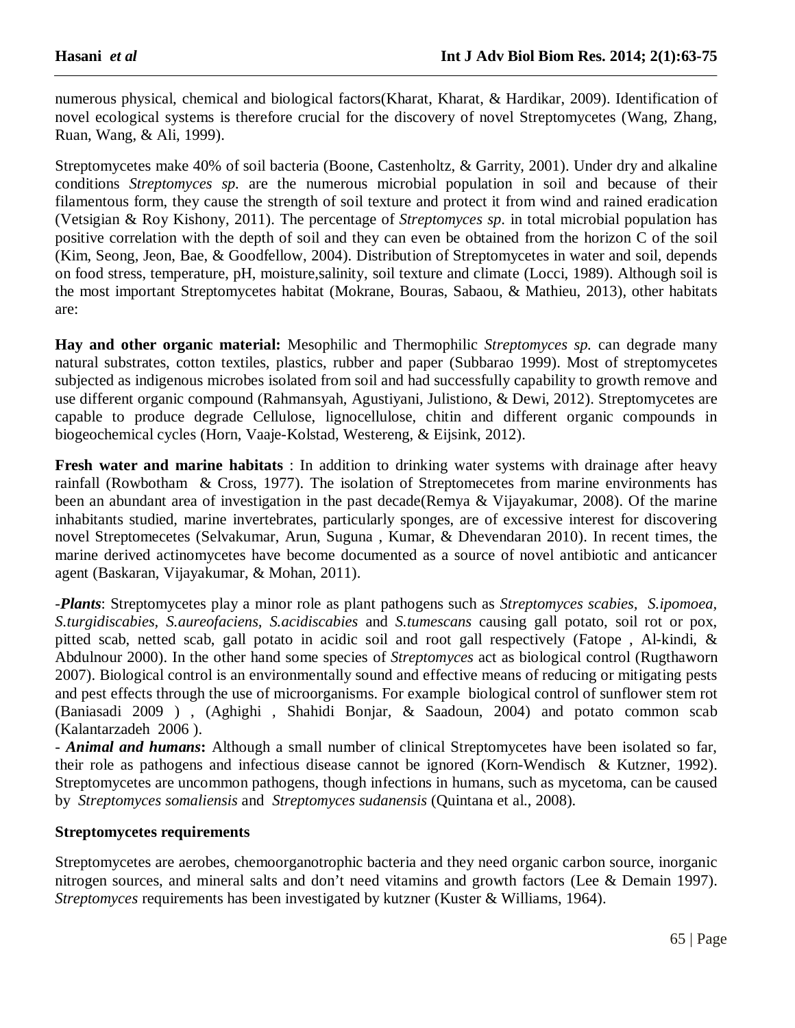numerous physical, chemical and biological factors(Kharat, Kharat, & Hardikar, 2009). Identification of novel ecological systems is therefore crucial for the discovery of novel Streptomycetes (Wang, Zhang, Ruan, Wang, & Ali, 1999).

Streptomycetes make 40% of soil bacteria (Boone, Castenholtz, & Garrity, 2001). Under dry and alkaline conditions *Streptomyces sp.* are the numerous microbial population in soil and because of their filamentous form, they cause the strength of soil texture and protect it from wind and rained eradication (Vetsigian & Roy Kishony, 2011). The percentage of *Streptomyces sp.* in total microbial population has positive correlation with the depth of soil and they can even be obtained from the horizon C of the soil (Kim, Seong, Jeon, Bae, & Goodfellow, 2004). Distribution of Streptomycetes in water and soil, depends on food stress, temperature, pH, moisture,salinity, soil texture and climate (Locci, 1989). Although soil is the most important Streptomycetes habitat (Mokrane, Bouras, Sabaou, & Mathieu, 2013), other habitats are:

**Hay and other organic material:** Mesophilic and Thermophilic *Streptomyces sp.* can degrade many natural substrates, cotton textiles, plastics, rubber and paper (Subbarao 1999). Most of streptomycetes subjected as indigenous microbes isolated from soil and had successfully capability to growth remove and use different organic compound (Rahmansyah, Agustiyani, Julistiono, & Dewi, 2012). Streptomycetes are capable to produce degrade Cellulose, lignocellulose, chitin and different organic compounds in biogeochemical cycles (Horn, Vaaje-Kolstad, Westereng, & Eijsink, 2012).

**Fresh water and marine habitats** : In addition to drinking water systems with drainage after heavy rainfall (Rowbotham & Cross, 1977). The isolation of Streptomecetes from marine environments has been an abundant area of investigation in the past decade(Remya & Vijayakumar, 2008). Of the marine inhabitants studied, marine invertebrates, particularly sponges, are of excessive interest for discovering novel Streptomecetes (Selvakumar, Arun, Suguna , Kumar, & Dhevendaran 2010). In recent times, the marine derived actinomycetes have become documented as a source of novel antibiotic and anticancer agent (Baskaran, Vijayakumar, & Mohan, 2011).

-***Plants***: Streptomycetes play a minor role as plant pathogens such as *Streptomyces scabies, S.ipomoea, S.turgidiscabies, S.aureofaciens, S.acidiscabies* and *S.tumescans* causing gall potato, soil rot or pox, pitted scab, netted scab, gall potato in acidic soil and root gall respectively (Fatope , Al-kindi, & Abdulnour 2000). In the other hand some species of *Streptomyces* act as biological control (Rugthaworn 2007). Biological control is an environmentally sound and effective means of reducing or mitigating pests and pest effects through the use of microorganisms. For example biological control of sunflower stem rot (Baniasadi 2009 ) , (Aghighi , Shahidi Bonjar, & Saadoun, 2004) and potato common scab (Kalantarzadeh 2006 ).

- ***Animal and humans*:** Although a small number of clinical Streptomycetes have been isolated so far, their role as pathogens and infectious disease cannot be ignored (Korn-Wendisch & Kutzner, 1992). Streptomycetes are uncommon pathogens, though infections in humans, such as mycetoma, can be caused by *Streptomyces somaliensis* and *Streptomyces sudanensis* (Quintana et al., 2008).

**Streptomycetes requirements**

Streptomycetes are aerobes, chemoorganotrophic bacteria and they need organic carbon source, inorganic nitrogen sources, and mineral salts and don't need vitamins and growth factors (Lee & Demain 1997). *Streptomyces* requirements has been investigated by kutzner (Kuster & Williams, 1964).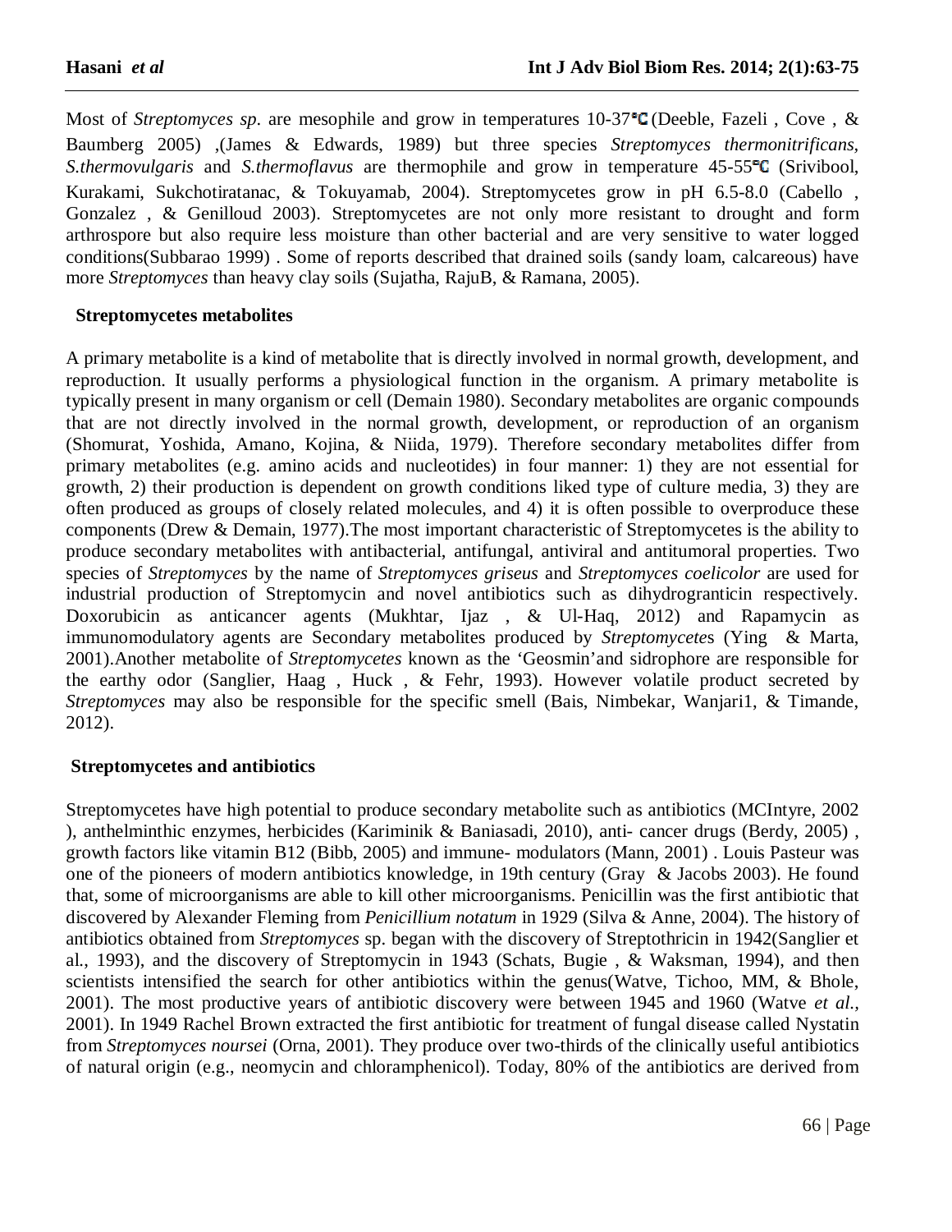Most of *Streptomyces sp*. are mesophile and grow in temperatures 10-37℃ (Deeble, Fazeli , Cove , & Baumberg 2005) ,(James & Edwards, 1989) but three species *Streptomyces thermonitrificans*, *S.thermovulgaris* and *S.thermoflavus* are thermophile and grow in temperature 45-55℃ (Srivibool, Kurakami, Sukchotiratanac, & Tokuyamab, 2004). Streptomycetes grow in pH 6.5-8.0 (Cabello , Gonzalez , & Genilloud 2003). Streptomycetes are not only more resistant to drought and form arthrospore but also require less moisture than other bacterial and are very sensitive to water logged conditions(Subbarao 1999) . Some of reports described that drained soils (sandy loam, calcareous) have more *Streptomyces* than heavy clay soils (Sujatha, RajuB, & Ramana, 2005).

## Streptomycetes metabolites

A primary metabolite is a kind of metabolite that is directly involved in normal growth, development, and reproduction. It usually performs a physiological function in the organism. A primary metabolite is typically present in many organism or cell (Demain 1980). Secondary metabolites are organic compounds that are not directly involved in the normal growth, development, or reproduction of an organism (Shomurat, Yoshida, Amano, Kojina, & Niida, 1979). Therefore secondary metabolites differ from primary metabolites (e.g. amino acids and nucleotides) in four manner: 1) they are not essential for growth, 2) their production is dependent on growth conditions liked type of culture media, 3) they are often produced as groups of closely related molecules, and 4) it is often possible to overproduce these components (Drew & Demain, 1977).The most important characteristic of Streptomycetes is the ability to produce secondary metabolites with antibacterial, antifungal, antiviral and antitumoral properties. Two species of *Streptomyces* by the name of *Streptomyces griseus* and *Streptomyces coelicolor* are used for industrial production of Streptomycin and novel antibiotics such as dihydrogranticin respectively. Doxorubicin as anticancer agents (Mukhtar, Ijaz , & Ul-Haq, 2012) and Rapamycin as immunomodulatory agents are Secondary metabolites produced by *Streptomycete*s (Ying & Marta, 2001).Another metabolite of *Streptomycetes* known as the 'Geosmin'and sidrophore are responsible for the earthy odor (Sanglier, Haag , Huck , & Fehr, 1993). However volatile product secreted by *Streptomyces* may also be responsible for the specific smell (Bais, Nimbekar, Wanjari1, & Timande, 2012).

## Streptomycetes and antibiotics

Streptomycetes have high potential to produce secondary metabolite such as antibiotics (MCIntyre, 2002 ), anthelminthic enzymes, herbicides (Kariminik & Baniasadi, 2010), anti- cancer drugs (Berdy, 2005) , growth factors like vitamin B12 (Bibb, 2005) and immune- modulators (Mann, 2001) . Louis Pasteur was one of the pioneers of modern antibiotics knowledge, in 19th century (Gray & Jacobs 2003). He found that, some of microorganisms are able to kill other microorganisms. Penicillin was the first antibiotic that discovered by Alexander Fleming from *Penicillium notatum* in 1929 (Silva & Anne, 2004). The history of antibiotics obtained from *Streptomyces* sp. began with the discovery of Streptothricin in 1942(Sanglier et al., 1993), and the discovery of Streptomycin in 1943 (Schats, Bugie , & Waksman, 1994), and then scientists intensified the search for other antibiotics within the genus(Watve, Tichoo, MM, & Bhole, 2001). The most productive years of antibiotic discovery were between 1945 and 1960 (Watve *et al.*, 2001). In 1949 Rachel Brown extracted the first antibiotic for treatment of fungal disease called Nystatin from *Streptomyces noursei* (Orna, 2001). They produce over two-thirds of the clinically useful antibiotics of natural origin (e.g., neomycin and chloramphenicol). Today, 80% of the antibiotics are derived from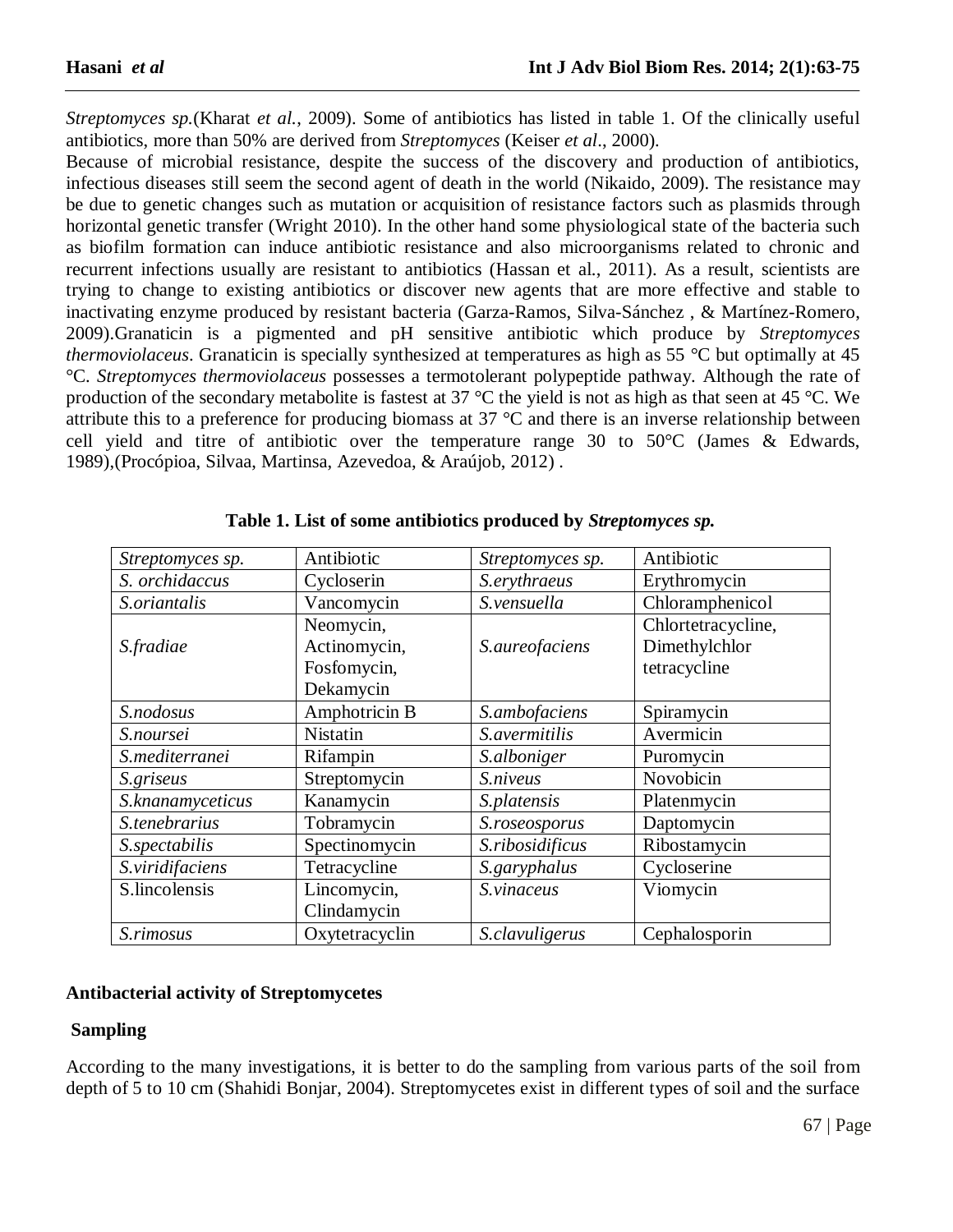*Streptomyces sp.*(Kharat *et al.,* 2009). Some of antibiotics has listed in table 1. Of the clinically useful antibiotics, more than 50% are derived from *Streptomyces* (Keiser *et al*., 2000).
Because of microbial resistance, despite the success of the discovery and production of antibiotics, infectious diseases still seem the second agent of death in the world (Nikaido, 2009). The resistance may be due to genetic changes such as mutation or acquisition of resistance factors such as plasmids through horizontal genetic transfer (Wright 2010). In the other hand some physiological state of the bacteria such as biofilm formation can induce antibiotic resistance and also microorganisms related to chronic and recurrent infections usually are resistant to antibiotics (Hassan et al., 2011). As a result, scientists are trying to change to existing antibiotics or discover new agents that are more effective and stable to inactivating enzyme produced by resistant bacteria (Garza-Ramos, Silva-Sánchez , & Martínez-Romero, 2009).Granaticin is a pigmented and pH sensitive antibiotic which produce by *Streptomyces thermoviolaceus*. Granaticin is specially synthesized at temperatures as high as 55 °C but optimally at 45 °C. *Streptomyces thermoviolaceus* possesses a termotolerant polypeptide pathway. Although the rate of production of the secondary metabolite is fastest at 37 °C the yield is not as high as that seen at 45 °C. We attribute this to a preference for producing biomass at 37 °C and there is an inverse relationship between cell yield and titre of antibiotic over the temperature range 30 to 50°C (James & Edwards, 1989),(Procópioa, Silvaa, Martinsa, Azevedoa, & Araújob, 2012) .

**Table 1. List of some antibiotics produced by *Streptomyces sp.***

| *Streptomyces sp.* | Antibiotic | *Streptomyces sp.* | Antibiotic |
|---|---|---|---|
| *S. orchidaccus* | Cycloserin | *S.erythraeus* | Erythromycin |
| *S.oriantalis* | Vancomycin | *S.vensuella* | Chloramphenicol |
| *S.fradiae* | Neomycin, Actinomycin, Fosfomycin, Dekamycin | *S.aureofaciens* | Chlortetracycline, Dimethylchlor tetracycline |
| *S.nodosus* | Amphotricin B | *S.ambofaciens* | Spiramycin |
| *S.noursei* | Nistatin | *S.avermitilis* | Avermicin |
| *S.mediterranei* | Rifampin | *S.alboniger* | Puromycin |
| *S.griseus* | Streptomycin | *S.niveus* | Novobicin |
| *S.knanamyceticus* | Kanamycin | *S.platensis* | Platenmycin |
| *S.tenebrarius* | Tobramycin | *S.roseosporus* | Daptomycin |
| *S.spectabilis* | Spectinomycin | *S.ribosidificus* | Ribostamycin |
| *S.viridifaciens* | Tetracycline | *S.garyphalus* | Cycloserine |
| S.lincolensis | Lincomycin, Clindamycin | *S.vinaceus* | Viomycin |
| *S.rimosus* | Oxytetracyclin | *S.clavuligerus* | Cephalosporin |

**Antibacterial activity of Streptomycetes**

**Sampling**

According to the many investigations, it is better to do the sampling from various parts of the soil from depth of 5 to 10 cm (Shahidi Bonjar, 2004). Streptomycetes exist in different types of soil and the surface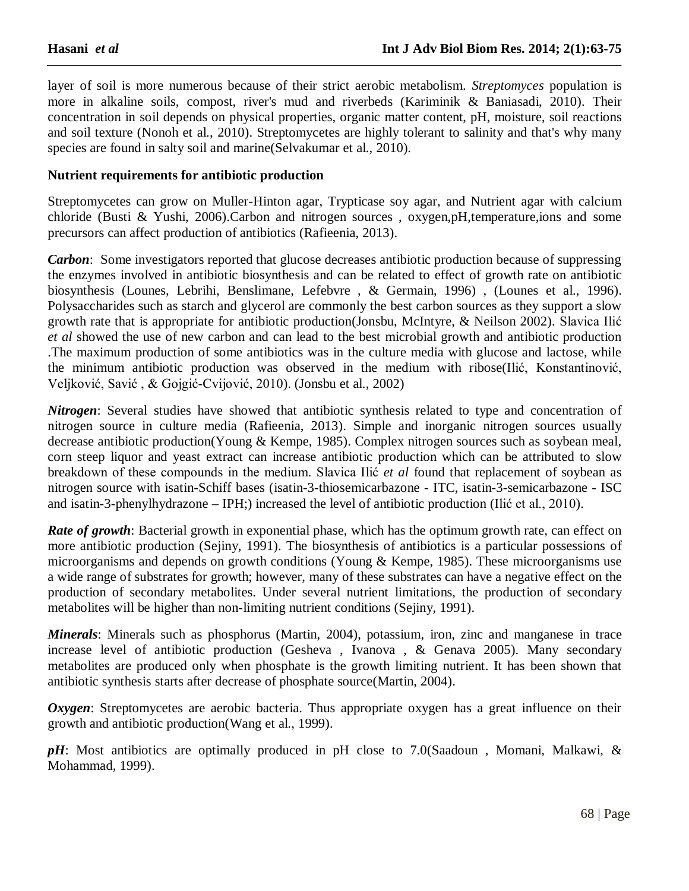layer of soil is more numerous because of their strict aerobic metabolism. *Streptomyces* population is more in alkaline soils, compost, river's mud and riverbeds (Kariminik & Baniasadi, 2010). Their concentration in soil depends on physical properties, organic matter content, pH, moisture, soil reactions and soil texture (Nonoh et al., 2010). Streptomycetes are highly tolerant to salinity and that's why many species are found in salty soil and marine(Selvakumar et al., 2010).

**Nutrient requirements for antibiotic production**

Streptomycetes can grow on Muller-Hinton agar, Trypticase soy agar, and Nutrient agar with calcium chloride (Busti & Yushi, 2006).Carbon and nitrogen sources , oxygen,pH,temperature,ions and some precursors can affect production of antibiotics (Rafieenia, 2013).

***Carbon***: Some investigators reported that glucose decreases antibiotic production because of suppressing the enzymes involved in antibiotic biosynthesis and can be related to effect of growth rate on antibiotic biosynthesis (Lounes, Lebrihi, Benslimane, Lefebvre , & Germain, 1996) , (Lounes et al., 1996). Polysaccharides such as starch and glycerol are commonly the best carbon sources as they support a slow growth rate that is appropriate for antibiotic production(Jonsbu, McIntyre, & Neilson 2002). Slavica Ilić *et al* showed the use of new carbon and can lead to the best microbial growth and antibiotic production .The maximum production of some antibiotics was in the culture media with glucose and lactose, while the minimum antibiotic production was observed in the medium with ribose(Ilić, Konstantinović, Veljković, Savić , & Gojgić-Cvijović, 2010). (Jonsbu et al., 2002)

***Nitrogen***: Several studies have showed that antibiotic synthesis related to type and concentration of nitrogen source in culture media (Rafieenia, 2013). Simple and inorganic nitrogen sources usually decrease antibiotic production(Young & Kempe, 1985). Complex nitrogen sources such as soybean meal, corn steep liquor and yeast extract can increase antibiotic production which can be attributed to slow breakdown of these compounds in the medium. Slavica Ilić *et al* found that replacement of soybean as nitrogen source with isatin-Schiff bases (isatin-3-thiosemicarbazone - ITC, isatin-3-semicarbazone - ISC and isatin-3-phenylhydrazone – IPH;) increased the level of antibiotic production (Ilić et al., 2010).

***Rate of growth***: Bacterial growth in exponential phase, which has the optimum growth rate, can effect on more antibiotic production (Sejiny, 1991). The biosynthesis of antibiotics is a particular possessions of microorganisms and depends on growth conditions (Young & Kempe, 1985). These microorganisms use a wide range of substrates for growth; however, many of these substrates can have a negative effect on the production of secondary metabolites. Under several nutrient limitations, the production of secondary metabolites will be higher than non-limiting nutrient conditions (Sejiny, 1991).

***Minerals***: Minerals such as phosphorus (Martin, 2004), potassium, iron, zinc and manganese in trace increase level of antibiotic production (Gesheva , Ivanova , & Genava 2005). Many secondary metabolites are produced only when phosphate is the growth limiting nutrient. It has been shown that antibiotic synthesis starts after decrease of phosphate source(Martin, 2004).

***Oxygen***: Streptomycetes are aerobic bacteria. Thus appropriate oxygen has a great influence on their growth and antibiotic production(Wang et al., 1999).

***pH***: Most antibiotics are optimally produced in pH close to 7.0(Saadoun , Momani, Malkawi, & Mohammad, 1999).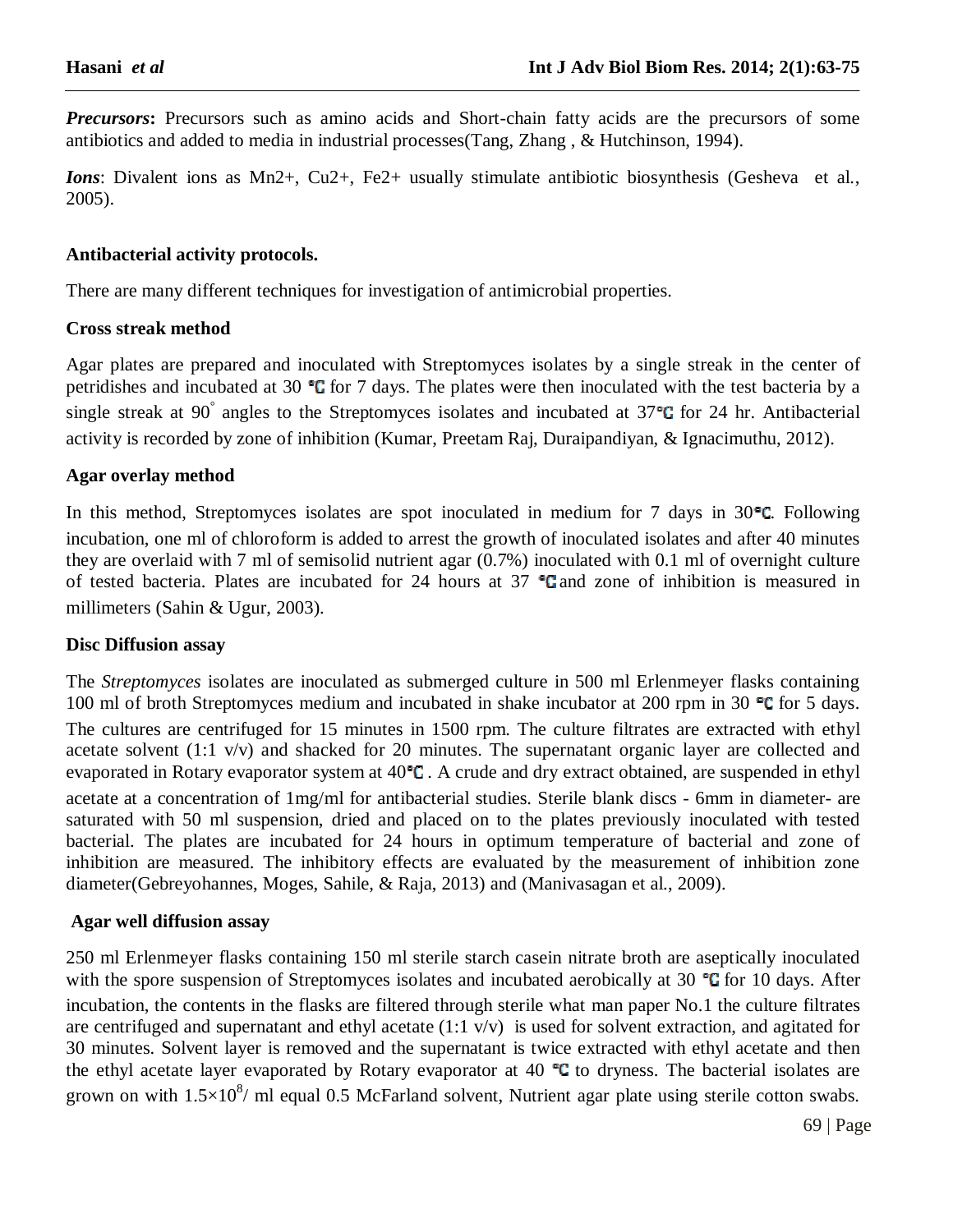***Precursors*:** Precursors such as amino acids and Short-chain fatty acids are the precursors of some antibiotics and added to media in industrial processes(Tang, Zhang , & Hutchinson, 1994).

***Ions***: Divalent ions as Mn2+, Cu2+, Fe2+ usually stimulate antibiotic biosynthesis (Gesheva et al., 2005).

**Antibacterial activity protocols.**

There are many different techniques for investigation of antimicrobial properties.

**Cross streak method**

Agar plates are prepared and inoculated with Streptomyces isolates by a single streak in the center of petridishes and incubated at 30 °C for 7 days. The plates were then inoculated with the test bacteria by a single streak at 90° angles to the Streptomyces isolates and incubated at 37°C for 24 hr. Antibacterial activity is recorded by zone of inhibition (Kumar, Preetam Raj, Duraipandiyan, & Ignacimuthu, 2012).

**Agar overlay method**

In this method, Streptomyces isolates are spot inoculated in medium for 7 days in 30°C. Following incubation, one ml of chloroform is added to arrest the growth of inoculated isolates and after 40 minutes they are overlaid with 7 ml of semisolid nutrient agar (0.7%) inoculated with 0.1 ml of overnight culture of tested bacteria. Plates are incubated for 24 hours at 37 °C and zone of inhibition is measured in millimeters (Sahin & Ugur, 2003).

**Disc Diffusion assay**

The *Streptomyces* isolates are inoculated as submerged culture in 500 ml Erlenmeyer flasks containing 100 ml of broth Streptomyces medium and incubated in shake incubator at 200 rpm in 30 °C for 5 days. The cultures are centrifuged for 15 minutes in 1500 rpm. The culture filtrates are extracted with ethyl acetate solvent (1:1 v/v) and shacked for 20 minutes. The supernatant organic layer are collected and evaporated in Rotary evaporator system at 40°C . A crude and dry extract obtained, are suspended in ethyl acetate at a concentration of 1mg/ml for antibacterial studies. Sterile blank discs - 6mm in diameter- are saturated with 50 ml suspension, dried and placed on to the plates previously inoculated with tested bacterial. The plates are incubated for 24 hours in optimum temperature of bacterial and zone of inhibition are measured. The inhibitory effects are evaluated by the measurement of inhibition zone diameter(Gebreyohannes, Moges, Sahile, & Raja, 2013) and (Manivasagan et al., 2009).

**Agar well diffusion assay**

250 ml Erlenmeyer flasks containing 150 ml sterile starch casein nitrate broth are aseptically inoculated with the spore suspension of Streptomyces isolates and incubated aerobically at 30 °C for 10 days. After incubation, the contents in the flasks are filtered through sterile what man paper No.1 the culture filtrates are centrifuged and supernatant and ethyl acetate (1:1 v/v) is used for solvent extraction, and agitated for 30 minutes. Solvent layer is removed and the supernatant is twice extracted with ethyl acetate and then the ethyl acetate layer evaporated by Rotary evaporator at 40 °C to dryness. The bacterial isolates are grown on with $1.5\times10^{8}$/ ml equal 0.5 McFarland solvent, Nutrient agar plate using sterile cotton swabs.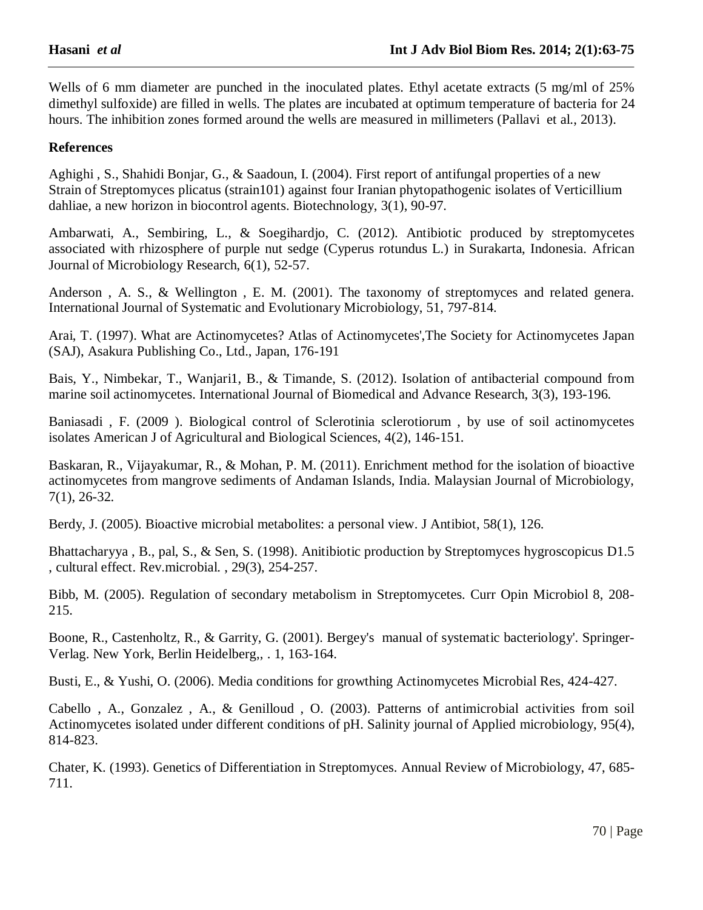Wells of 6 mm diameter are punched in the inoculated plates. Ethyl acetate extracts (5 mg/ml of 25% dimethyl sulfoxide) are filled in wells. The plates are incubated at optimum temperature of bacteria for 24 hours. The inhibition zones formed around the wells are measured in millimeters (Pallavi et al., 2013).

**References**

Aghighi , S., Shahidi Bonjar, G., & Saadoun, I. (2004). First report of antifungal properties of a new Strain of Streptomyces plicatus (strain101) against four Iranian phytopathogenic isolates of Verticillium dahliae, a new horizon in biocontrol agents. Biotechnology, 3(1), 90-97.

Ambarwati, A., Sembiring, L., & Soegihardjo, C. (2012). Antibiotic produced by streptomycetes associated with rhizosphere of purple nut sedge (Cyperus rotundus L.) in Surakarta, Indonesia. African Journal of Microbiology Research, 6(1), 52-57.

Anderson , A. S., & Wellington , E. M. (2001). The taxonomy of streptomyces and related genera. International Journal of Systematic and Evolutionary Microbiology, 51, 797-814.

Arai, T. (1997). What are Actinomycetes? Atlas of Actinomycetes',The Society for Actinomycetes Japan (SAJ), Asakura Publishing Co., Ltd., Japan, 176-191

Bais, Y., Nimbekar, T., Wanjari1, B., & Timande, S. (2012). Isolation of antibacterial compound from marine soil actinomycetes. International Journal of Biomedical and Advance Research, 3(3), 193-196.

Baniasadi , F. (2009 ). Biological control of Sclerotinia sclerotiorum , by use of soil actinomycetes isolates American J of Agricultural and Biological Sciences, 4(2), 146-151.

Baskaran, R., Vijayakumar, R., & Mohan, P. M. (2011). Enrichment method for the isolation of bioactive actinomycetes from mangrove sediments of Andaman Islands, India. Malaysian Journal of Microbiology, 7(1), 26-32.

Berdy, J. (2005). Bioactive microbial metabolites: a personal view. J Antibiot, 58(1), 126.

Bhattacharyya , B., pal, S., & Sen, S. (1998). Anitibiotic production by Streptomyces hygroscopicus D1.5 , cultural effect. Rev.microbial. , 29(3), 254-257.

Bibb, M. (2005). Regulation of secondary metabolism in Streptomycetes. Curr Opin Microbiol 8, 208-215.

Boone, R., Castenholtz, R., & Garrity, G. (2001). Bergey's manual of systematic bacteriology'. Springer-Verlag. New York, Berlin Heidelberg,, . 1, 163-164.

Busti, E., & Yushi, O. (2006). Media conditions for growthing Actinomycetes Microbial Res, 424-427.

Cabello , A., Gonzalez , A., & Genilloud , O. (2003). Patterns of antimicrobial activities from soil Actinomycetes isolated under different conditions of pH. Salinity journal of Applied microbiology, 95(4), 814-823.

Chater, K. (1993). Genetics of Differentiation in Streptomyces. Annual Review of Microbiology, 47, 685-711.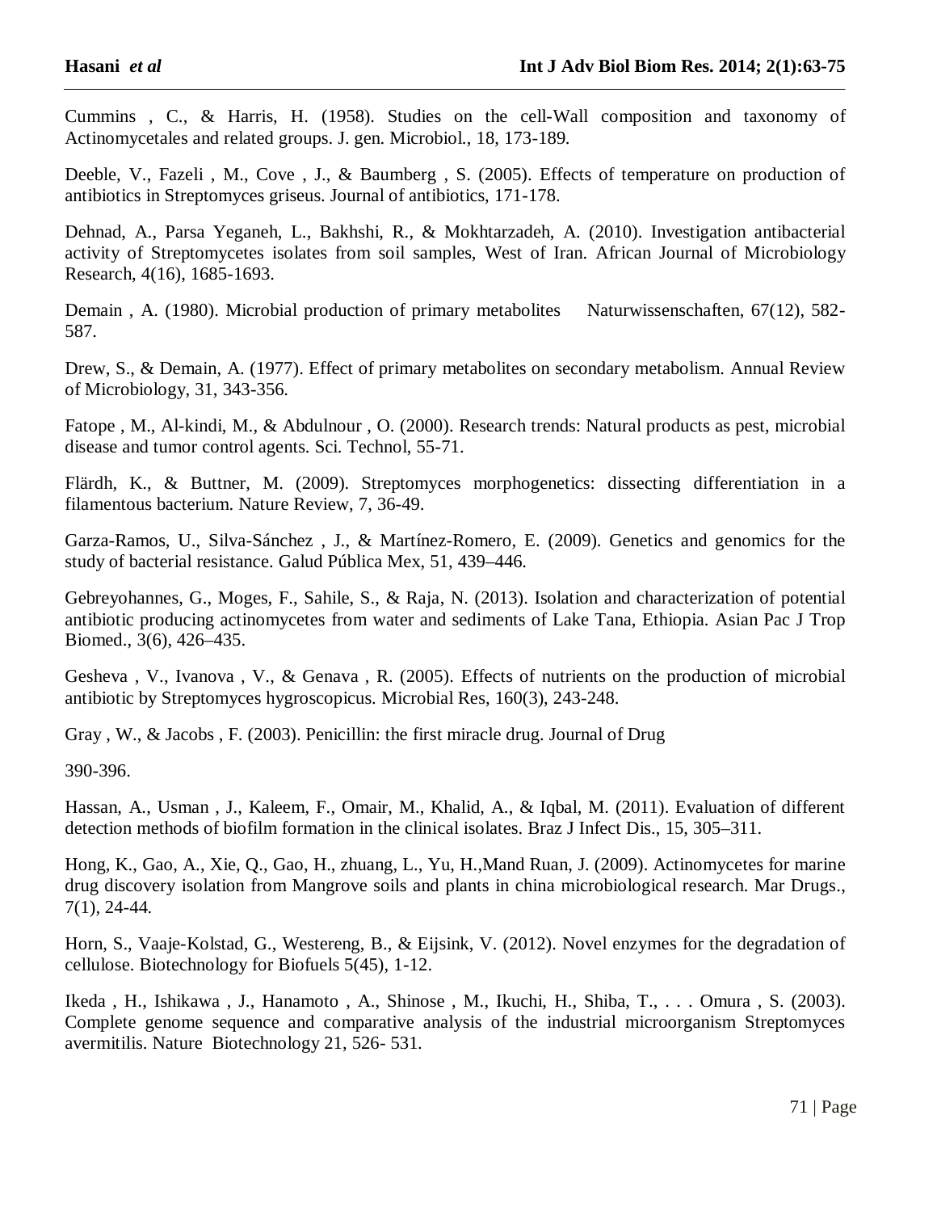Cummins , C., & Harris, H. (1958). Studies on the cell-Wall composition and taxonomy of Actinomycetales and related groups. J. gen. Microbiol., 18, 173-189.

Deeble, V., Fazeli , M., Cove , J., & Baumberg , S. (2005). Effects of temperature on production of antibiotics in Streptomyces griseus. Journal of antibiotics, 171-178.

Dehnad, A., Parsa Yeganeh, L., Bakhshi, R., & Mokhtarzadeh, A. (2010). Investigation antibacterial activity of Streptomycetes isolates from soil samples, West of Iran. African Journal of Microbiology Research, 4(16), 1685-1693.

Demain , A. (1980). Microbial production of primary metabolites Naturwissenschaften, 67(12), 582-587.

Drew, S., & Demain, A. (1977). Effect of primary metabolites on secondary metabolism. Annual Review of Microbiology, 31, 343-356.

Fatope , M., Al-kindi, M., & Abdulnour , O. (2000). Research trends: Natural products as pest, microbial disease and tumor control agents. Sci. Technol, 55-71.

Flärdh, K., & Buttner, M. (2009). Streptomyces morphogenetics: dissecting differentiation in a filamentous bacterium. Nature Review, 7, 36-49.

Garza-Ramos, U., Silva-Sánchez , J., & Martínez-Romero, E. (2009). Genetics and genomics for the study of bacterial resistance. Galud Pública Mex, 51, 439–446.

Gebreyohannes, G., Moges, F., Sahile, S., & Raja, N. (2013). Isolation and characterization of potential antibiotic producing actinomycetes from water and sediments of Lake Tana, Ethiopia. Asian Pac J Trop Biomed., 3(6), 426–435.

Gesheva , V., Ivanova , V., & Genava , R. (2005). Effects of nutrients on the production of microbial antibiotic by Streptomyces hygroscopicus. Microbial Res, 160(3), 243-248.

Gray , W., & Jacobs , F. (2003). Penicillin: the first miracle drug. Journal of Drug

390-396.

Hassan, A., Usman , J., Kaleem, F., Omair, M., Khalid, A., & Iqbal, M. (2011). Evaluation of different detection methods of biofilm formation in the clinical isolates. Braz J Infect Dis., 15, 305–311.

Hong, K., Gao, A., Xie, Q., Gao, H., zhuang, L., Yu, H.,Mand Ruan, J. (2009). Actinomycetes for marine drug discovery isolation from Mangrove soils and plants in china microbiological research. Mar Drugs., 7(1), 24-44.

Horn, S., Vaaje-Kolstad, G., Westereng, B., & Eijsink, V. (2012). Novel enzymes for the degradation of cellulose. Biotechnology for Biofuels 5(45), 1-12.

Ikeda , H., Ishikawa , J., Hanamoto , A., Shinose , M., Ikuchi, H., Shiba, T., . . . Omura , S. (2003). Complete genome sequence and comparative analysis of the industrial microorganism Streptomyces avermitilis. Nature Biotechnology 21, 526- 531.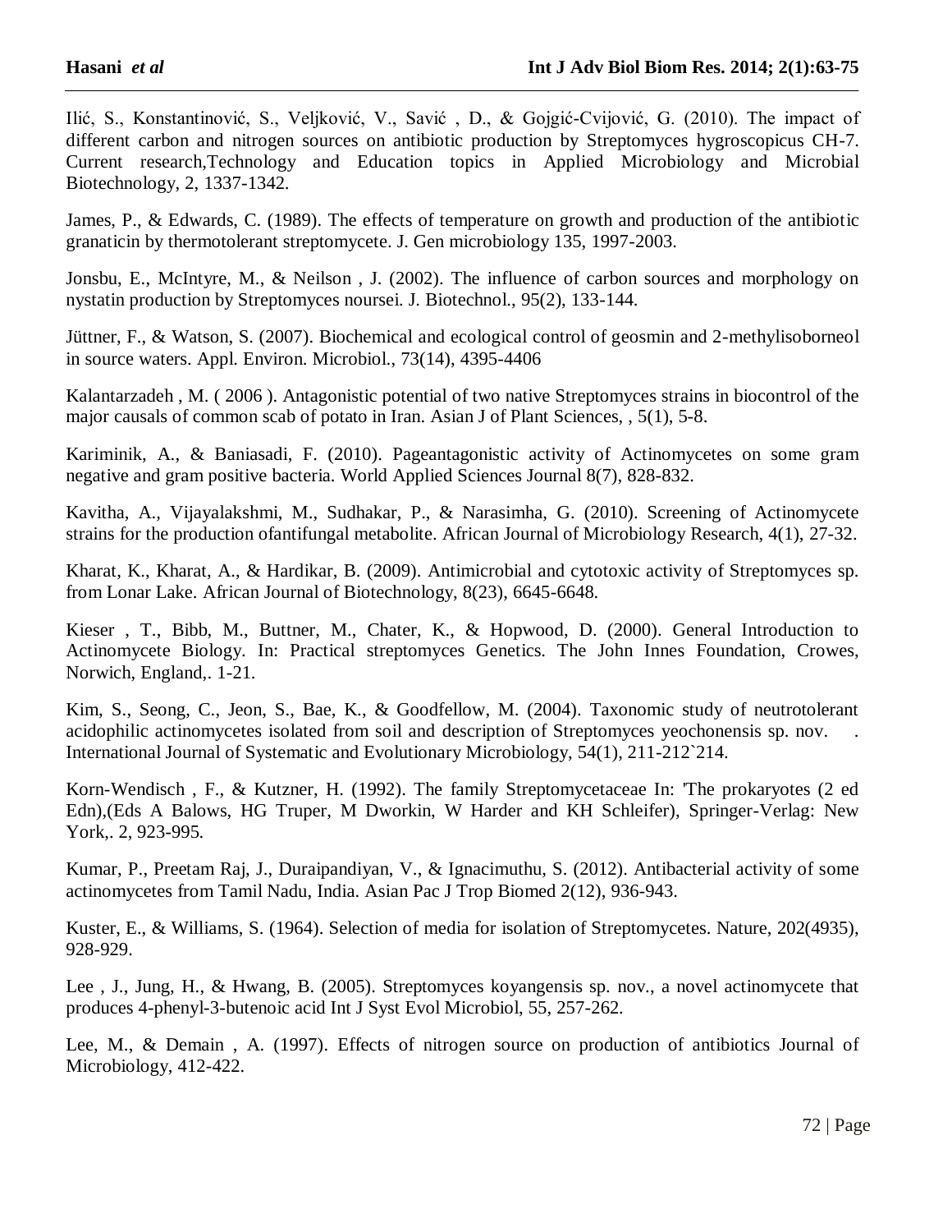Ilić, S., Konstantinović, S., Veljković, V., Savić , D., & Gojgić-Cvijović, G. (2010). The impact of different carbon and nitrogen sources on antibiotic production by Streptomyces hygroscopicus CH-7. Current research,Technology and Education topics in Applied Microbiology and Microbial Biotechnology, 2, 1337-1342.

James, P., & Edwards, C. (1989). The effects of temperature on growth and production of the antibiotic granaticin by thermotolerant streptomycete. J. Gen microbiology 135, 1997-2003.

Jonsbu, E., McIntyre, M., & Neilson , J. (2002). The influence of carbon sources and morphology on nystatin production by Streptomyces noursei. J. Biotechnol., 95(2), 133-144.

Jüttner, F., & Watson, S. (2007). Biochemical and ecological control of geosmin and 2-methylisoborneol in source waters. Appl. Environ. Microbiol., 73(14), 4395-4406

Kalantarzadeh , M. ( 2006 ). Antagonistic potential of two native Streptomyces strains in biocontrol of the major causals of common scab of potato in Iran. Asian J of Plant Sciences, , 5(1), 5-8.

Kariminik, A., & Baniasadi, F. (2010). Pageantagonistic activity of Actinomycetes on some gram negative and gram positive bacteria. World Applied Sciences Journal 8(7), 828-832.

Kavitha, A., Vijayalakshmi, M., Sudhakar, P., & Narasimha, G. (2010). Screening of Actinomycete strains for the production ofantifungal metabolite. African Journal of Microbiology Research, 4(1), 27-32.

Kharat, K., Kharat, A., & Hardikar, B. (2009). Antimicrobial and cytotoxic activity of Streptomyces sp. from Lonar Lake. African Journal of Biotechnology, 8(23), 6645-6648.

Kieser , T., Bibb, M., Buttner, M., Chater, K., & Hopwood, D. (2000). General Introduction to Actinomycete Biology. In: Practical streptomyces Genetics. The John Innes Foundation, Crowes, Norwich, England,. 1-21.

Kim, S., Seong, C., Jeon, S., Bae, K., & Goodfellow, M. (2004). Taxonomic study of neutrotolerant acidophilic actinomycetes isolated from soil and description of Streptomyces yeochonensis sp. nov. . International Journal of Systematic and Evolutionary Microbiology, 54(1), 211-212`214.

Korn-Wendisch , F., & Kutzner, H. (1992). The family Streptomycetaceae In: 'The prokaryotes (2 ed Edn),(Eds A Balows, HG Truper, M Dworkin, W Harder and KH Schleifer), Springer-Verlag: New York,. 2, 923-995.

Kumar, P., Preetam Raj, J., Duraipandiyan, V., & Ignacimuthu, S. (2012). Antibacterial activity of some actinomycetes from Tamil Nadu, India. Asian Pac J Trop Biomed 2(12), 936-943.

Kuster, E., & Williams, S. (1964). Selection of media for isolation of Streptomycetes. Nature, 202(4935), 928-929.

Lee , J., Jung, H., & Hwang, B. (2005). Streptomyces koyangensis sp. nov., a novel actinomycete that produces 4-phenyl-3-butenoic acid Int J Syst Evol Microbiol, 55, 257-262.

Lee, M., & Demain , A. (1997). Effects of nitrogen source on production of antibiotics Journal of Microbiology, 412-422.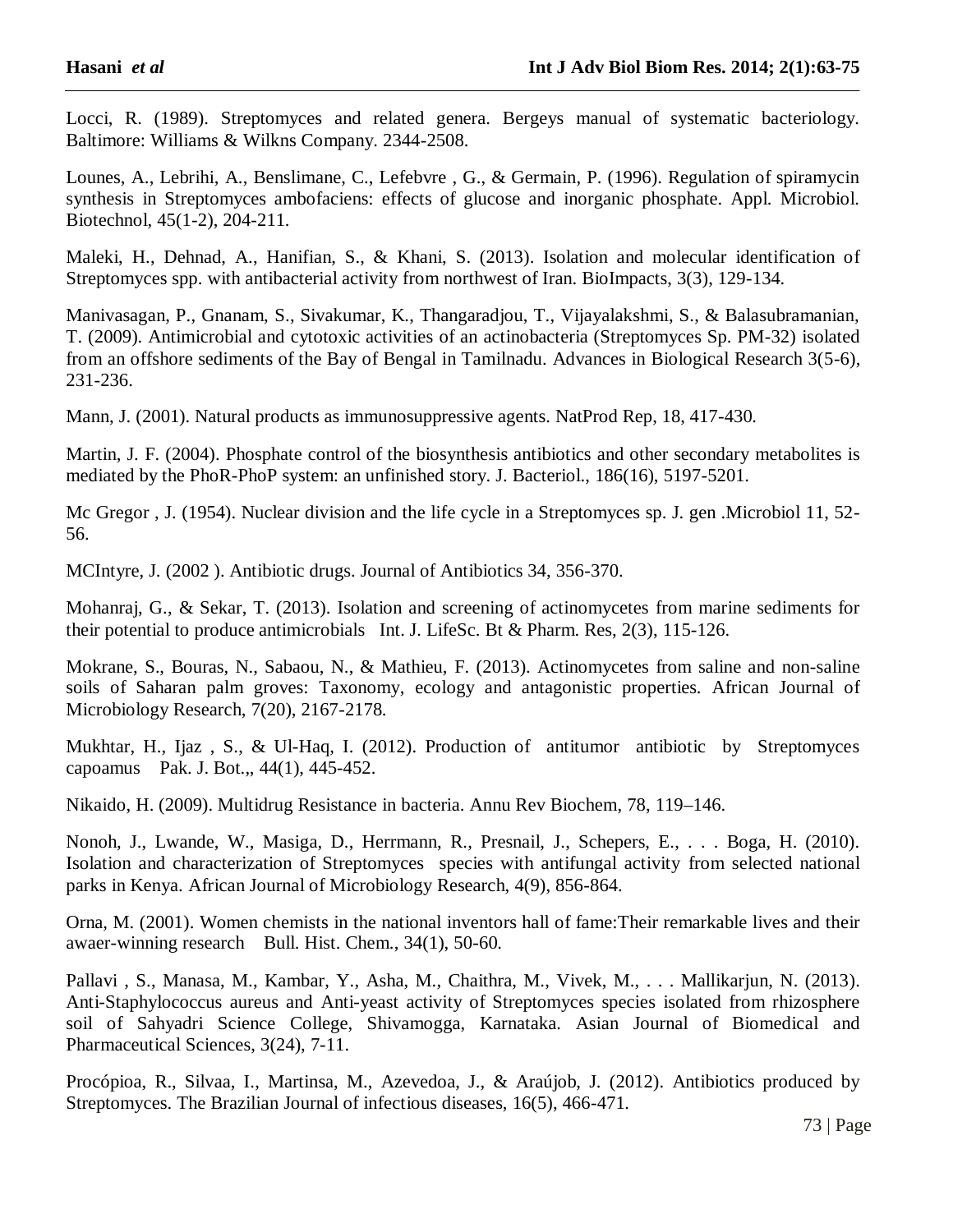Locci, R. (1989). Streptomyces and related genera. Bergeys manual of systematic bacteriology. Baltimore: Williams & Wilkns Company. 2344-2508.

Lounes, A., Lebrihi, A., Benslimane, C., Lefebvre , G., & Germain, P. (1996). Regulation of spiramycin synthesis in Streptomyces ambofaciens: effects of glucose and inorganic phosphate. Appl. Microbiol. Biotechnol, 45(1-2), 204-211.

Maleki, H., Dehnad, A., Hanifian, S., & Khani, S. (2013). Isolation and molecular identification of Streptomyces spp. with antibacterial activity from northwest of Iran. BioImpacts, 3(3), 129-134.

Manivasagan, P., Gnanam, S., Sivakumar, K., Thangaradjou, T., Vijayalakshmi, S., & Balasubramanian, T. (2009). Antimicrobial and cytotoxic activities of an actinobacteria (Streptomyces Sp. PM-32) isolated from an offshore sediments of the Bay of Bengal in Tamilnadu. Advances in Biological Research 3(5-6), 231-236.

Mann, J. (2001). Natural products as immunosuppressive agents. NatProd Rep, 18, 417-430.

Martin, J. F. (2004). Phosphate control of the biosynthesis antibiotics and other secondary metabolites is mediated by the PhoR-PhoP system: an unfinished story. J. Bacteriol., 186(16), 5197-5201.

Mc Gregor , J. (1954). Nuclear division and the life cycle in a Streptomyces sp. J. gen .Microbiol 11, 52-56.

MCIntyre, J. (2002 ). Antibiotic drugs. Journal of Antibiotics 34, 356-370.

Mohanraj, G., & Sekar, T. (2013). Isolation and screening of actinomycetes from marine sediments for their potential to produce antimicrobials Int. J. LifeSc. Bt & Pharm. Res, 2(3), 115-126.

Mokrane, S., Bouras, N., Sabaou, N., & Mathieu, F. (2013). Actinomycetes from saline and non-saline soils of Saharan palm groves: Taxonomy, ecology and antagonistic properties. African Journal of Microbiology Research, 7(20), 2167-2178.

Mukhtar, H., Ijaz , S., & Ul-Haq, I. (2012). Production of antitumor antibiotic by Streptomyces capoamus Pak. J. Bot.,, 44(1), 445-452.

Nikaido, H. (2009). Multidrug Resistance in bacteria. Annu Rev Biochem, 78, 119–146.

Nonoh, J., Lwande, W., Masiga, D., Herrmann, R., Presnail, J., Schepers, E., . . . Boga, H. (2010). Isolation and characterization of Streptomyces species with antifungal activity from selected national parks in Kenya. African Journal of Microbiology Research, 4(9), 856-864.

Orna, M. (2001). Women chemists in the national inventors hall of fame:Their remarkable lives and their awaer-winning research Bull. Hist. Chem., 34(1), 50-60.

Pallavi , S., Manasa, M., Kambar, Y., Asha, M., Chaithra, M., Vivek, M., . . . Mallikarjun, N. (2013). Anti-Staphylococcus aureus and Anti-yeast activity of Streptomyces species isolated from rhizosphere soil of Sahyadri Science College, Shivamogga, Karnataka. Asian Journal of Biomedical and Pharmaceutical Sciences, 3(24), 7-11.

Procópioa, R., Silvaa, I., Martinsa, M., Azevedoa, J., & Araújob, J. (2012). Antibiotics produced by Streptomyces. The Brazilian Journal of infectious diseases, 16(5), 466-471.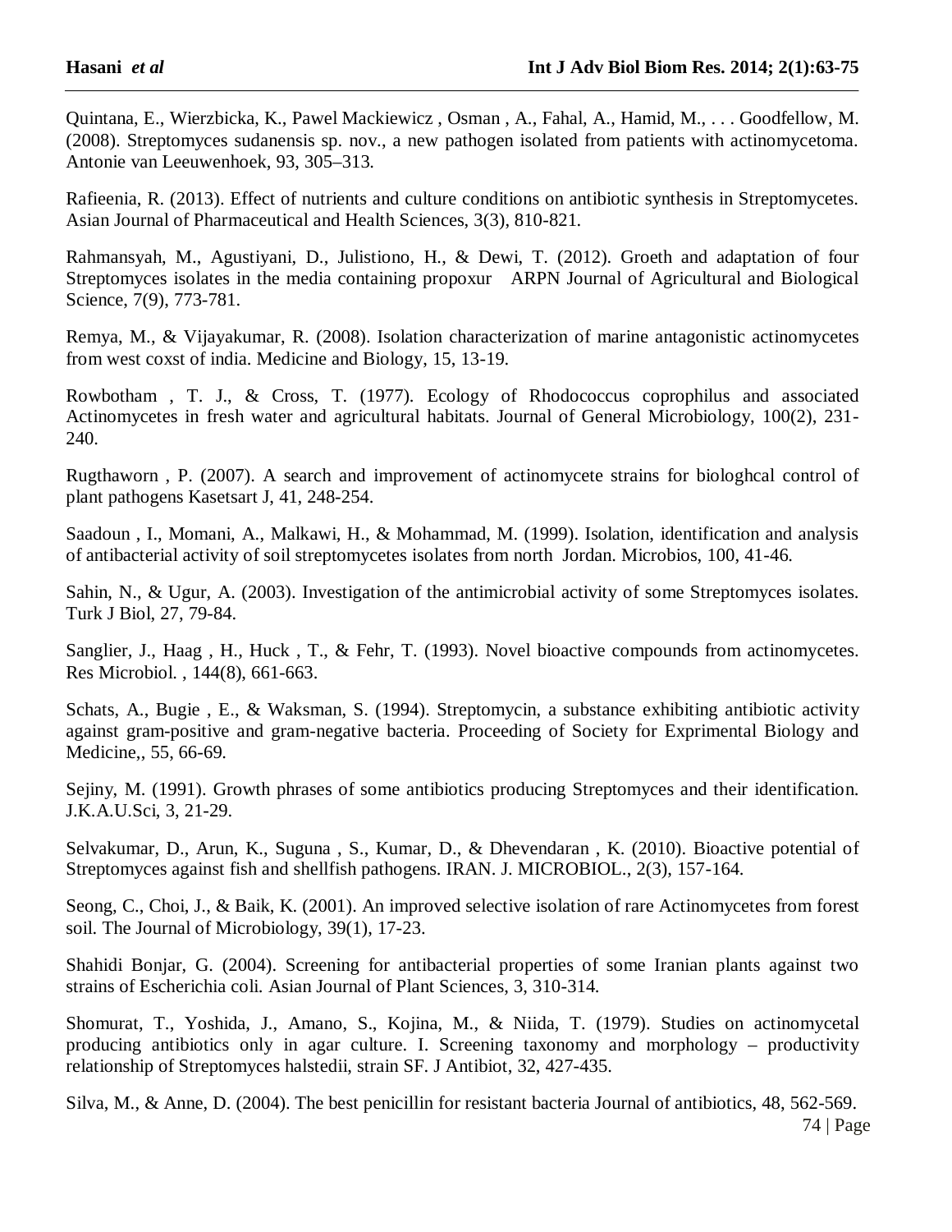Quintana, E., Wierzbicka, K., Pawel Mackiewicz , Osman , A., Fahal, A., Hamid, M., . . . Goodfellow, M. (2008). Streptomyces sudanensis sp. nov., a new pathogen isolated from patients with actinomycetoma. Antonie van Leeuwenhoek, 93, 305–313.

Rafieenia, R. (2013). Effect of nutrients and culture conditions on antibiotic synthesis in Streptomycetes. Asian Journal of Pharmaceutical and Health Sciences, 3(3), 810-821.

Rahmansyah, M., Agustiyani, D., Julistiono, H., & Dewi, T. (2012). Groeth and adaptation of four Streptomyces isolates in the media containing propoxur ARPN Journal of Agricultural and Biological Science, 7(9), 773-781.

Remya, M., & Vijayakumar, R. (2008). Isolation characterization of marine antagonistic actinomycetes from west coxst of india. Medicine and Biology, 15, 13-19.

Rowbotham , T. J., & Cross, T. (1977). Ecology of Rhodococcus coprophilus and associated Actinomycetes in fresh water and agricultural habitats. Journal of General Microbiology, 100(2), 231-240.

Rugthaworn , P. (2007). A search and improvement of actinomycete strains for biologhcal control of plant pathogens Kasetsart J, 41, 248-254.

Saadoun , I., Momani, A., Malkawi, H., & Mohammad, M. (1999). Isolation, identification and analysis of antibacterial activity of soil streptomycetes isolates from north Jordan. Microbios, 100, 41-46.

Sahin, N., & Ugur, A. (2003). Investigation of the antimicrobial activity of some Streptomyces isolates. Turk J Biol, 27, 79-84.

Sanglier, J., Haag , H., Huck , T., & Fehr, T. (1993). Novel bioactive compounds from actinomycetes. Res Microbiol. , 144(8), 661-663.

Schats, A., Bugie , E., & Waksman, S. (1994). Streptomycin, a substance exhibiting antibiotic activity against gram-positive and gram-negative bacteria. Proceeding of Society for Exprimental Biology and Medicine,, 55, 66-69.

Sejiny, M. (1991). Growth phrases of some antibiotics producing Streptomyces and their identification. J.K.A.U.Sci, 3, 21-29.

Selvakumar, D., Arun, K., Suguna , S., Kumar, D., & Dhevendaran , K. (2010). Bioactive potential of Streptomyces against fish and shellfish pathogens. IRAN. J. MICROBIOL., 2(3), 157-164.

Seong, C., Choi, J., & Baik, K. (2001). An improved selective isolation of rare Actinomycetes from forest soil. The Journal of Microbiology, 39(1), 17-23.

Shahidi Bonjar, G. (2004). Screening for antibacterial properties of some Iranian plants against two strains of Escherichia coli. Asian Journal of Plant Sciences, 3, 310-314.

Shomurat, T., Yoshida, J., Amano, S., Kojina, M., & Niida, T. (1979). Studies on actinomycetal producing antibiotics only in agar culture. I. Screening taxonomy and morphology – productivity relationship of Streptomyces halstedii, strain SF. J Antibiot, 32, 427-435.

Silva, M., & Anne, D. (2004). The best penicillin for resistant bacteria Journal of antibiotics, 48, 562-569.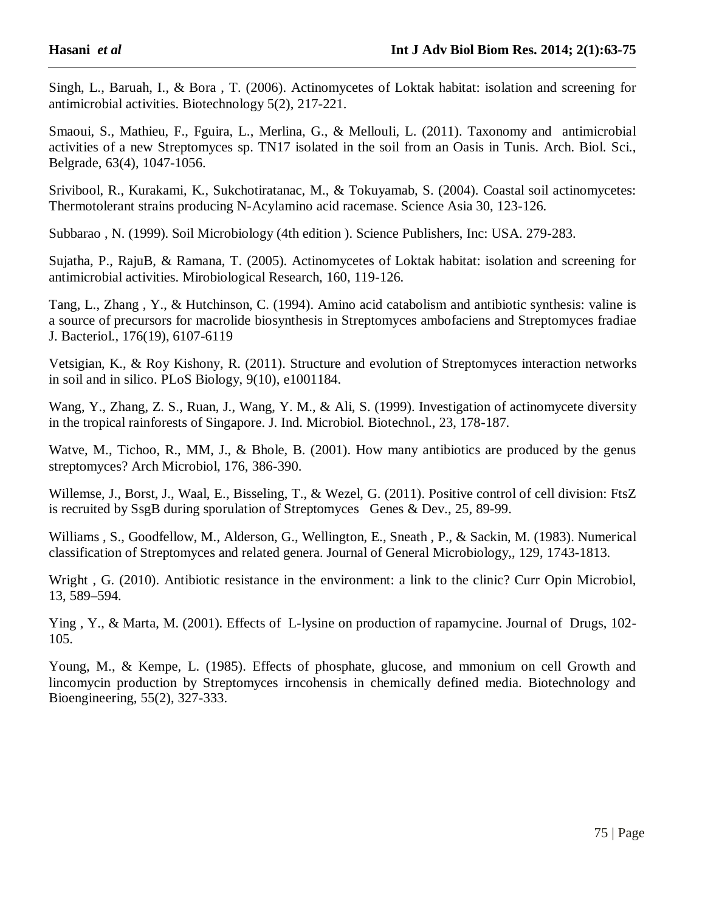Singh, L., Baruah, I., & Bora , T. (2006). Actinomycetes of Loktak habitat: isolation and screening for antimicrobial activities. Biotechnology 5(2), 217-221.

Smaoui, S., Mathieu, F., Fguira, L., Merlina, G., & Mellouli, L. (2011). Taxonomy and antimicrobial activities of a new Streptomyces sp. TN17 isolated in the soil from an Oasis in Tunis. Arch. Biol. Sci., Belgrade, 63(4), 1047-1056.

Srivibool, R., Kurakami, K., Sukchotiratanac, M., & Tokuyamab, S. (2004). Coastal soil actinomycetes: Thermotolerant strains producing N-Acylamino acid racemase. Science Asia 30, 123-126.

Subbarao , N. (1999). Soil Microbiology (4th edition ). Science Publishers, Inc: USA. 279-283.

Sujatha, P., RajuB, & Ramana, T. (2005). Actinomycetes of Loktak habitat: isolation and screening for antimicrobial activities. Mirobiological Research, 160, 119-126.

Tang, L., Zhang , Y., & Hutchinson, C. (1994). Amino acid catabolism and antibiotic synthesis: valine is a source of precursors for macrolide biosynthesis in Streptomyces ambofaciens and Streptomyces fradiae J. Bacteriol., 176(19), 6107-6119

Vetsigian, K., & Roy Kishony, R. (2011). Structure and evolution of Streptomyces interaction networks in soil and in silico. PLoS Biology, 9(10), e1001184.

Wang, Y., Zhang, Z. S., Ruan, J., Wang, Y. M., & Ali, S. (1999). Investigation of actinomycete diversity in the tropical rainforests of Singapore. J. Ind. Microbiol. Biotechnol., 23, 178-187.

Watve, M., Tichoo, R., MM, J., & Bhole, B. (2001). How many antibiotics are produced by the genus streptomyces? Arch Microbiol, 176, 386-390.

Willemse, J., Borst, J., Waal, E., Bisseling, T., & Wezel, G. (2011). Positive control of cell division: FtsZ is recruited by SsgB during sporulation of Streptomyces Genes & Dev., 25, 89-99.

Williams , S., Goodfellow, M., Alderson, G., Wellington, E., Sneath , P., & Sackin, M. (1983). Numerical classification of Streptomyces and related genera. Journal of General Microbiology,, 129, 1743-1813.

Wright , G. (2010). Antibiotic resistance in the environment: a link to the clinic? Curr Opin Microbiol, 13, 589–594.

Ying , Y., & Marta, M. (2001). Effects of L-lysine on production of rapamycine. Journal of Drugs, 102-105.

Young, M., & Kempe, L. (1985). Effects of phosphate, glucose, and mmonium on cell Growth and lincomycin production by Streptomyces irncohensis in chemically defined media. Biotechnology and Bioengineering, 55(2), 327-333.